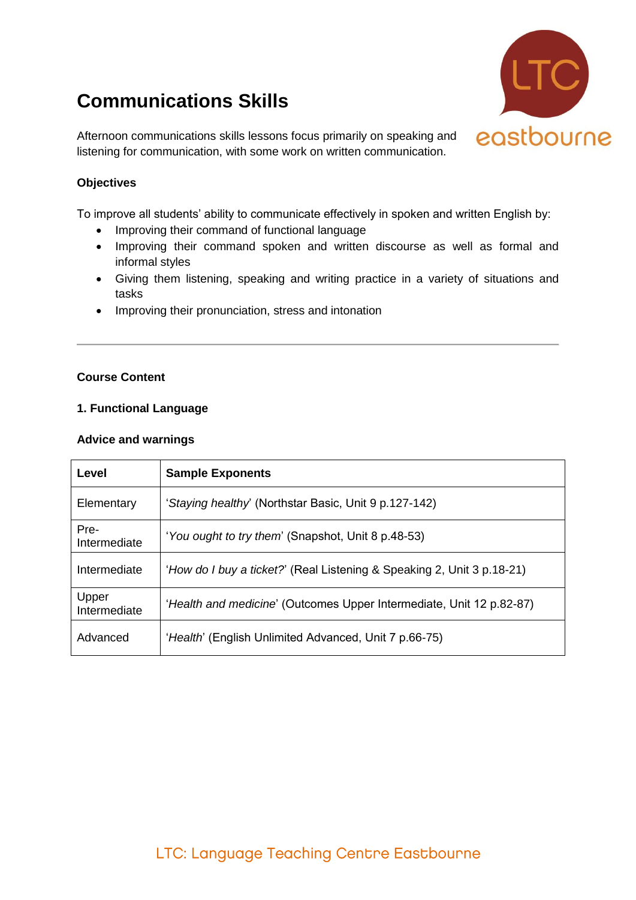# Communications Skills

Afternoon communications skills lessons focus primarily on speaking and listening for communication, with some work on written communication.

**Objectives**

To improve all students' ability to communicate effectively in spoken and written English by:

- Improving their command of functional language
- Improving their command spoken and written discourse as well as formal and informal styles
- Giving them listening, speaking and writing practice in a variety of situations and tasks
- Improving their pronunciation, stress and intonation

---

**Course Content**

**1. Functional Language**

**Advice and warnings**

| Level | Sample Exponents |
|---|---|
| Elementary | '*Staying healthy*' (Northstar Basic, Unit 9 p.127-142) |
| Pre-Intermediate | '*You ought to try them*' (Snapshot, Unit 8 p.48-53) |
| Intermediate | '*How do I buy a ticket?*' (Real Listening & Speaking 2, Unit 3 p.18-21) |
| Upper Intermediate | '*Health and medicine*' (Outcomes Upper Intermediate, Unit 12 p.82-87) |
| Advanced | '*Health*' (English Unlimited Advanced, Unit 7 p.66-75) |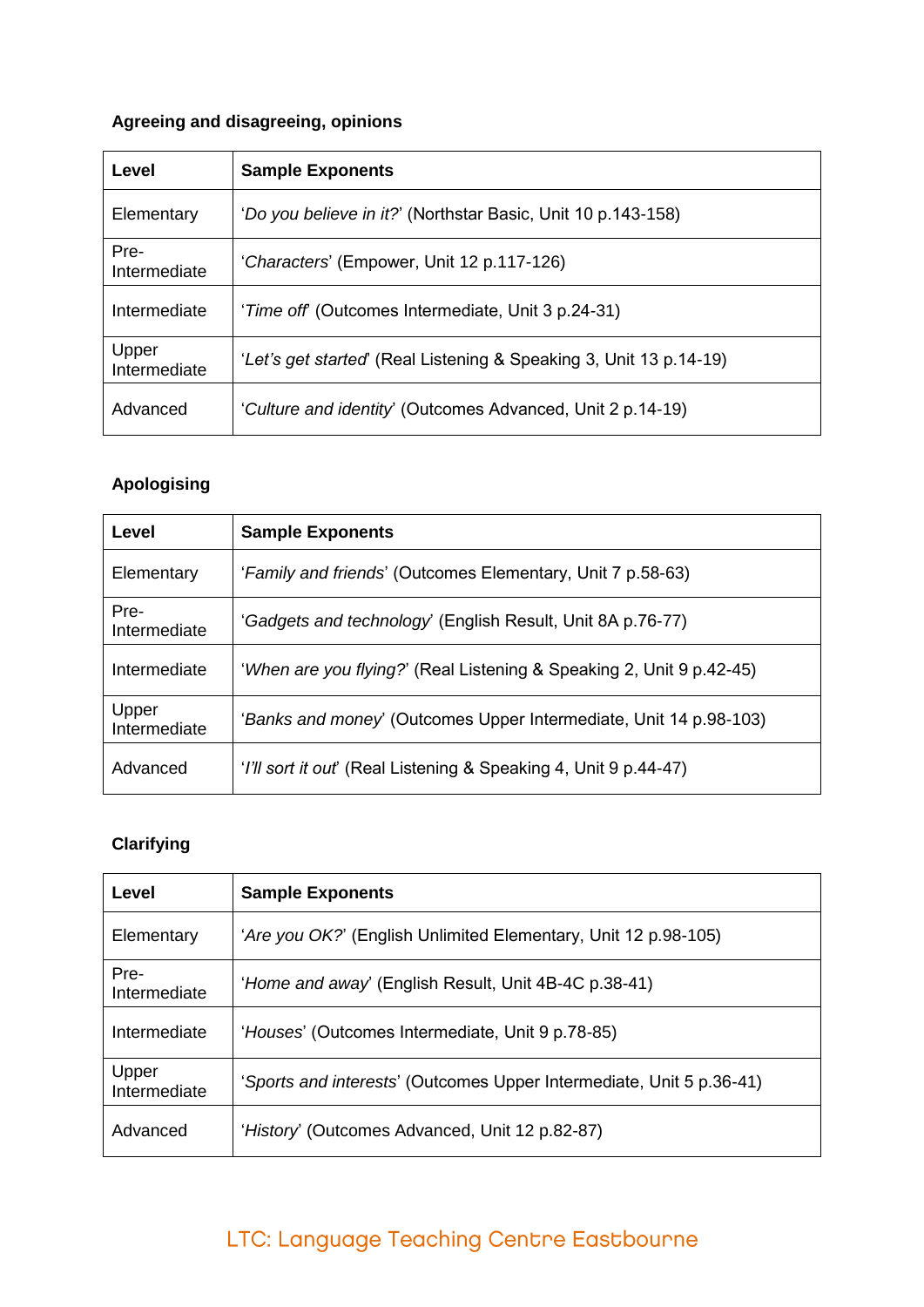**Agreeing and disagreeing, opinions**

| Level | Sample Exponents |
|---|---|
| Elementary | '*Do you believe in it?*' (Northstar Basic, Unit 10 p.143-158) |
| Pre-Intermediate | '*Characters*' (Empower, Unit 12 p.117-126) |
| Intermediate | '*Time off*' (Outcomes Intermediate, Unit 3 p.24-31) |
| Upper Intermediate | '*Let's get started*' (Real Listening & Speaking 3, Unit 13 p.14-19) |
| Advanced | '*Culture and identity*' (Outcomes Advanced, Unit 2 p.14-19) |

**Apologising**

| Level | Sample Exponents |
|---|---|
| Elementary | '*Family and friends*' (Outcomes Elementary, Unit 7 p.58-63) |
| Pre-Intermediate | '*Gadgets and technology*' (English Result, Unit 8A p.76-77) |
| Intermediate | '*When are you flying?*' (Real Listening & Speaking 2, Unit 9 p.42-45) |
| Upper Intermediate | '*Banks and money*' (Outcomes Upper Intermediate, Unit 14 p.98-103) |
| Advanced | '*I'll sort it out*' (Real Listening & Speaking 4, Unit 9 p.44-47) |

**Clarifying**

| Level | Sample Exponents |
|---|---|
| Elementary | '*Are you OK?*' (English Unlimited Elementary, Unit 12 p.98-105) |
| Pre-Intermediate | '*Home and away*' (English Result, Unit 4B-4C p.38-41) |
| Intermediate | '*Houses*' (Outcomes Intermediate, Unit 9 p.78-85) |
| Upper Intermediate | '*Sports and interests*' (Outcomes Upper Intermediate, Unit 5 p.36-41) |
| Advanced | '*History*' (Outcomes Advanced, Unit 12 p.82-87) |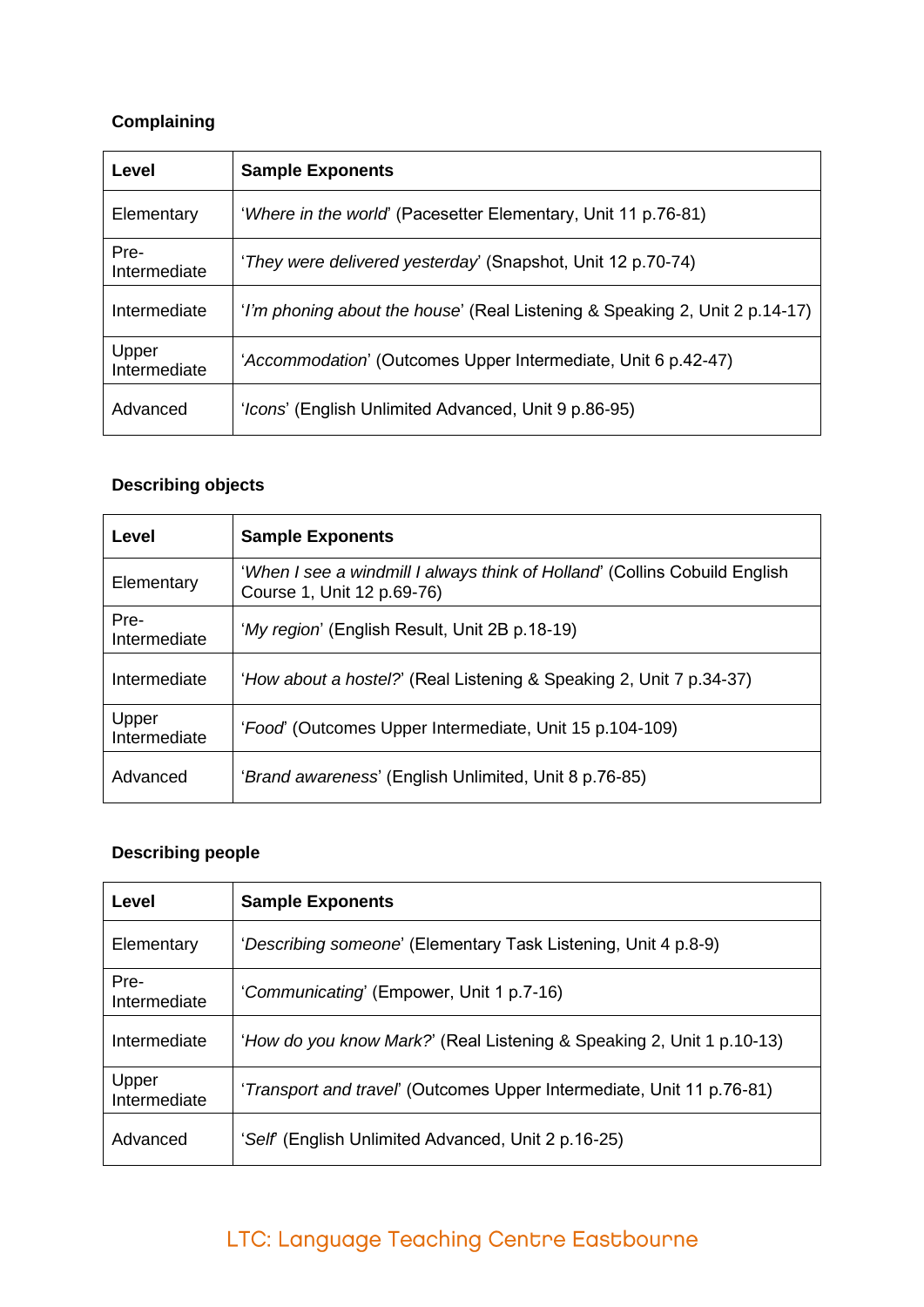**Complaining**

| Level | Sample Exponents |
|---|---|
| Elementary | '*Where in the world*' (Pacesetter Elementary, Unit 11 p.76-81) |
| Pre-Intermediate | '*They were delivered yesterday*' (Snapshot, Unit 12 p.70-74) |
| Intermediate | '*I'm phoning about the house*' (Real Listening & Speaking 2, Unit 2 p.14-17) |
| Upper Intermediate | '*Accommodation*' (Outcomes Upper Intermediate, Unit 6 p.42-47) |
| Advanced | '*Icons*' (English Unlimited Advanced, Unit 9 p.86-95) |

**Describing objects**

| Level | Sample Exponents |
|---|---|
| Elementary | '*When I see a windmill I always think of Holland*' (Collins Cobuild English Course 1, Unit 12 p.69-76) |
| Pre-Intermediate | '*My region*' (English Result, Unit 2B p.18-19) |
| Intermediate | '*How about a hostel?*' (Real Listening & Speaking 2, Unit 7 p.34-37) |
| Upper Intermediate | '*Food*' (Outcomes Upper Intermediate, Unit 15 p.104-109) |
| Advanced | '*Brand awareness*' (English Unlimited, Unit 8 p.76-85) |

**Describing people**

| Level | Sample Exponents |
|---|---|
| Elementary | '*Describing someone*' (Elementary Task Listening, Unit 4 p.8-9) |
| Pre-Intermediate | '*Communicating*' (Empower, Unit 1 p.7-16) |
| Intermediate | '*How do you know Mark?*' (Real Listening & Speaking 2, Unit 1 p.10-13) |
| Upper Intermediate | '*Transport and travel*' (Outcomes Upper Intermediate, Unit 11 p.76-81) |
| Advanced | '*Self*' (English Unlimited Advanced, Unit 2 p.16-25) |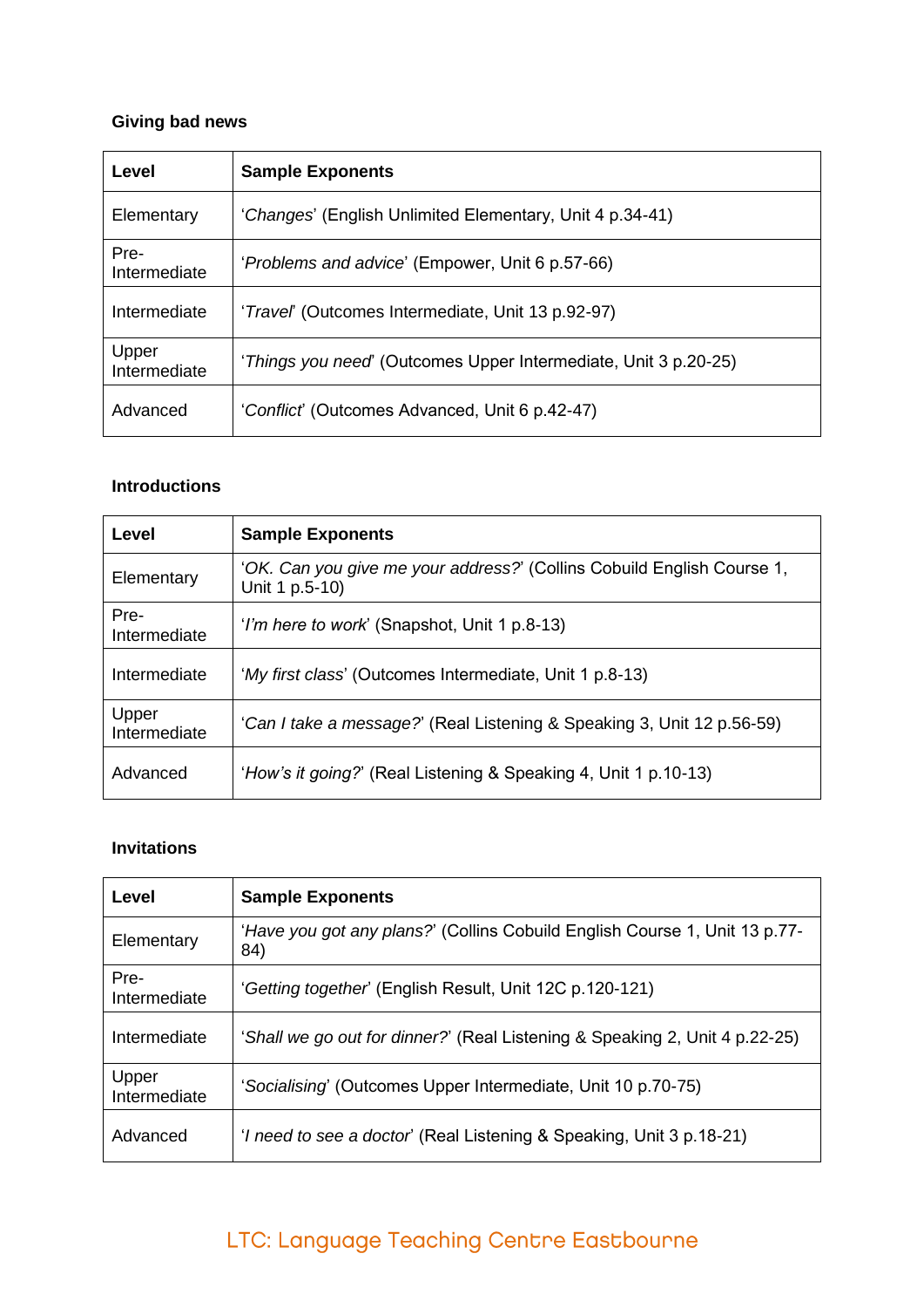**Giving bad news**

| Level | Sample Exponents |
|---|---|
| Elementary | '*Changes*' (English Unlimited Elementary, Unit 4 p.34-41) |
| Pre-Intermediate | '*Problems and advice*' (Empower, Unit 6 p.57-66) |
| Intermediate | '*Travel*' (Outcomes Intermediate, Unit 13 p.92-97) |
| Upper Intermediate | '*Things you need*' (Outcomes Upper Intermediate, Unit 3 p.20-25) |
| Advanced | '*Conflict*' (Outcomes Advanced, Unit 6 p.42-47) |

**Introductions**

| Level | Sample Exponents |
|---|---|
| Elementary | '*OK. Can you give me your address?*' (Collins Cobuild English Course 1, Unit 1 p.5-10) |
| Pre-Intermediate | '*I'm here to work*' (Snapshot, Unit 1 p.8-13) |
| Intermediate | '*My first class*' (Outcomes Intermediate, Unit 1 p.8-13) |
| Upper Intermediate | '*Can I take a message?*' (Real Listening & Speaking 3, Unit 12 p.56-59) |
| Advanced | '*How's it going?*' (Real Listening & Speaking 4, Unit 1 p.10-13) |

**Invitations**

| Level | Sample Exponents |
|---|---|
| Elementary | '*Have you got any plans?*' (Collins Cobuild English Course 1, Unit 13 p.77-84) |
| Pre-Intermediate | '*Getting together*' (English Result, Unit 12C p.120-121) |
| Intermediate | '*Shall we go out for dinner?*' (Real Listening & Speaking 2, Unit 4 p.22-25) |
| Upper Intermediate | '*Socialising*' (Outcomes Upper Intermediate, Unit 10 p.70-75) |
| Advanced | '*I need to see a doctor*' (Real Listening & Speaking, Unit 3 p.18-21) |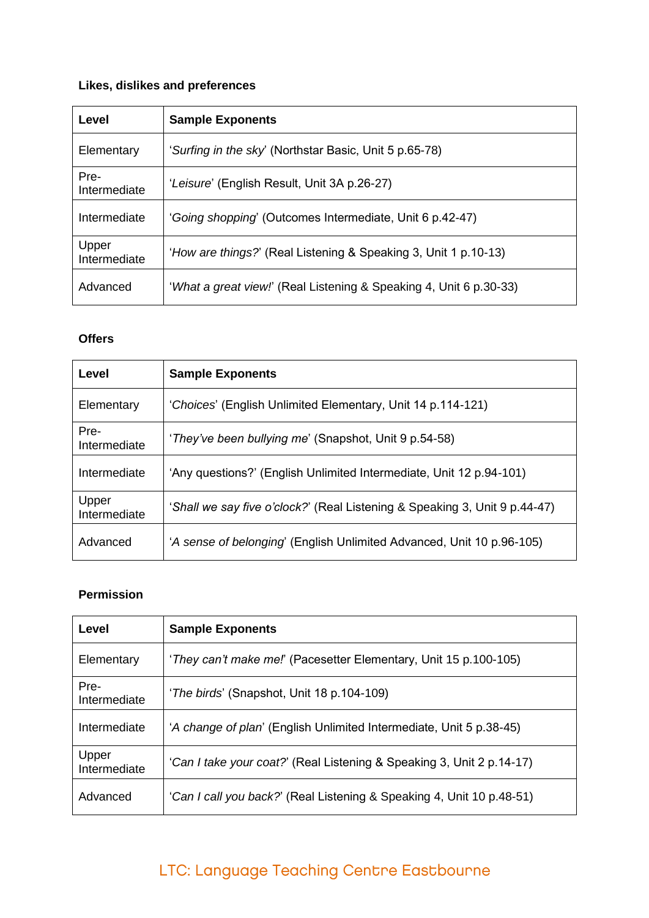**Likes, dislikes and preferences**

| Level | Sample Exponents |
| --- | --- |
| Elementary | '*Surfing in the sky*' (Northstar Basic, Unit 5 p.65-78) |
| Pre-Intermediate | '*Leisure*' (English Result, Unit 3A p.26-27) |
| Intermediate | '*Going shopping*' (Outcomes Intermediate, Unit 6 p.42-47) |
| Upper Intermediate | '*How are things?*' (Real Listening & Speaking 3, Unit 1 p.10-13) |
| Advanced | '*What a great view!*' (Real Listening & Speaking 4, Unit 6 p.30-33) |

**Offers**

| Level | Sample Exponents |
| --- | --- |
| Elementary | '*Choices*' (English Unlimited Elementary, Unit 14 p.114-121) |
| Pre-Intermediate | '*They've been bullying me*' (Snapshot, Unit 9 p.54-58) |
| Intermediate | 'Any questions?' (English Unlimited Intermediate, Unit 12 p.94-101) |
| Upper Intermediate | '*Shall we say five o'clock?*' (Real Listening & Speaking 3, Unit 9 p.44-47) |
| Advanced | '*A sense of belonging*' (English Unlimited Advanced, Unit 10 p.96-105) |

**Permission**

| Level | Sample Exponents |
| --- | --- |
| Elementary | '*They can't make me!*' (Pacesetter Elementary, Unit 15 p.100-105) |
| Pre-Intermediate | '*The birds*' (Snapshot, Unit 18 p.104-109) |
| Intermediate | '*A change of plan*' (English Unlimited Intermediate, Unit 5 p.38-45) |
| Upper Intermediate | '*Can I take your coat?*' (Real Listening & Speaking 3, Unit 2 p.14-17) |
| Advanced | '*Can I call you back?*' (Real Listening & Speaking 4, Unit 10 p.48-51) |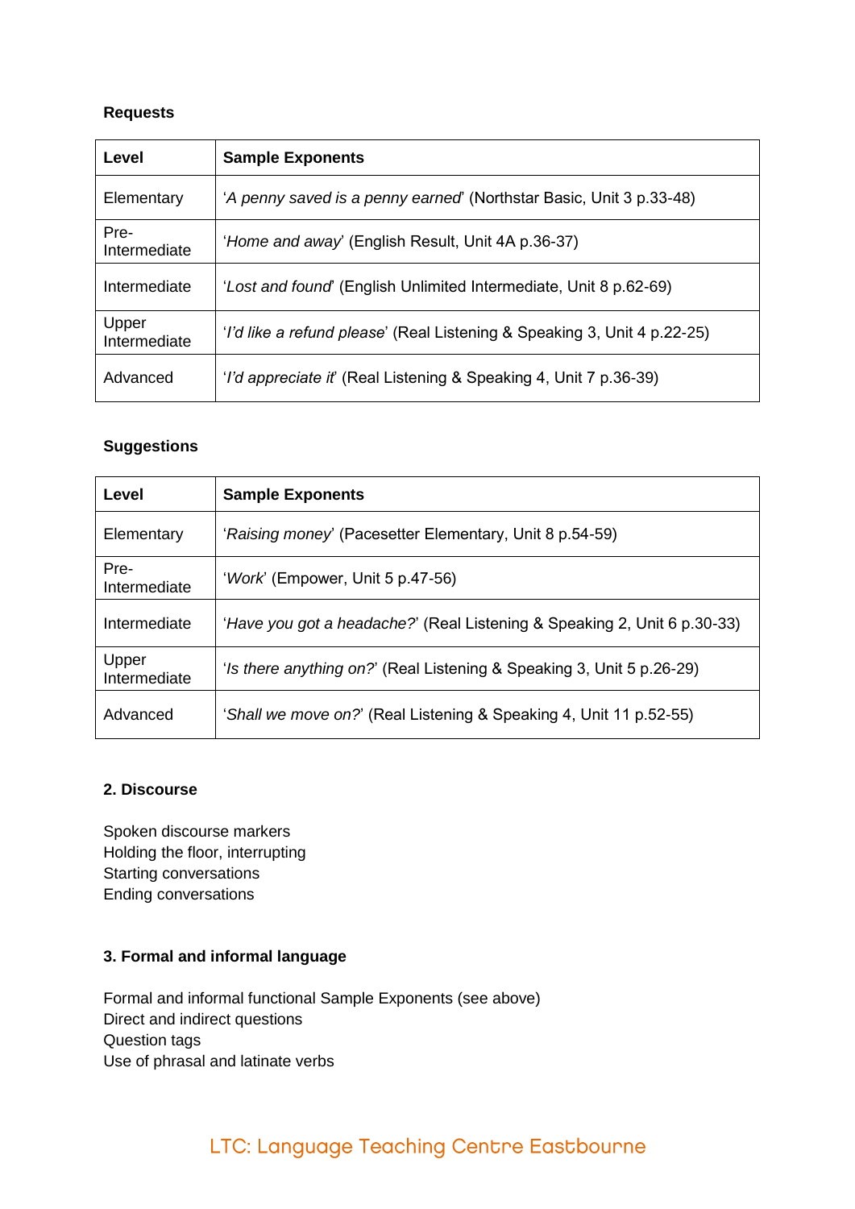**Requests**

| Level | Sample Exponents |
| --- | --- |
| Elementary | '*A penny saved is a penny earned*' (Northstar Basic, Unit 3 p.33-48) |
| Pre-Intermediate | '*Home and away*' (English Result, Unit 4A p.36-37) |
| Intermediate | '*Lost and found*' (English Unlimited Intermediate, Unit 8 p.62-69) |
| Upper Intermediate | '*I'd like a refund please*' (Real Listening & Speaking 3, Unit 4 p.22-25) |
| Advanced | '*I'd appreciate it*' (Real Listening & Speaking 4, Unit 7 p.36-39) |

**Suggestions**

| Level | Sample Exponents |
| --- | --- |
| Elementary | '*Raising money*' (Pacesetter Elementary, Unit 8 p.54-59) |
| Pre-Intermediate | '*Work*' (Empower, Unit 5 p.47-56) |
| Intermediate | '*Have you got a headache?*' (Real Listening & Speaking 2, Unit 6 p.30-33) |
| Upper Intermediate | '*Is there anything on?*' (Real Listening & Speaking 3, Unit 5 p.26-29) |
| Advanced | '*Shall we move on?*' (Real Listening & Speaking 4, Unit 11 p.52-55) |

**2. Discourse**

Spoken discourse markers
Holding the floor, interrupting
Starting conversations
Ending conversations

**3. Formal and informal language**

Formal and informal functional Sample Exponents (see above)
Direct and indirect questions
Question tags
Use of phrasal and latinate verbs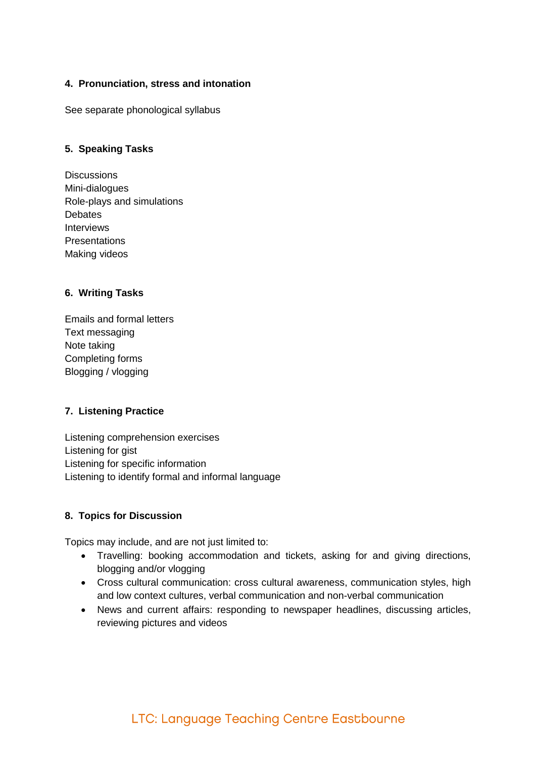#### 4. Pronunciation, stress and intonation

See separate phonological syllabus

#### 5. Speaking Tasks

Discussions
Mini-dialogues
Role-plays and simulations
Debates
Interviews
Presentations
Making videos

#### 6. Writing Tasks

Emails and formal letters
Text messaging
Note taking
Completing forms
Blogging / vlogging

#### 7. Listening Practice

Listening comprehension exercises
Listening for gist
Listening for specific information
Listening to identify formal and informal language

#### 8. Topics for Discussion

Topics may include, and are not just limited to:

- Travelling: booking accommodation and tickets, asking for and giving directions, blogging and/or vlogging
- Cross cultural communication: cross cultural awareness, communication styles, high and low context cultures, verbal communication and non-verbal communication
- News and current affairs: responding to newspaper headlines, discussing articles, reviewing pictures and videos